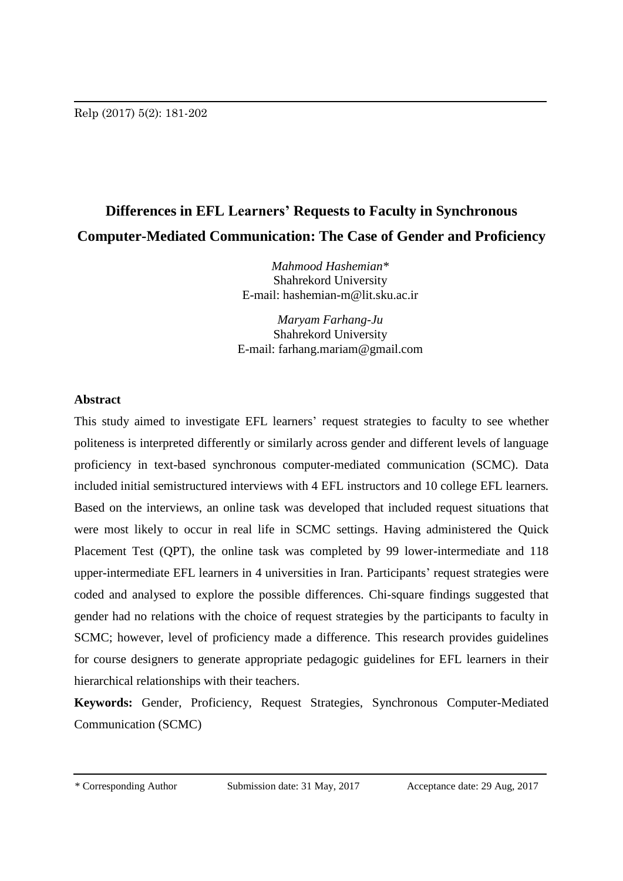# Differences in EFL Learners' Requests to Faculty in Synchronous Computer-Mediated Communication: The Case of Gender and Proficiency

*Mahmood Hashemian\**
Shahrekord University
E-mail: hashemian-m@lit.sku.ac.ir

*Maryam Farhang-Ju*
Shahrekord University
E-mail: farhang.mariam@gmail.com

**Abstract**

This study aimed to investigate EFL learners' request strategies to faculty to see whether politeness is interpreted differently or similarly across gender and different levels of language proficiency in text-based synchronous computer-mediated communication (SCMC). Data included initial semistructured interviews with 4 EFL instructors and 10 college EFL learners. Based on the interviews, an online task was developed that included request situations that were most likely to occur in real life in SCMC settings. Having administered the Quick Placement Test (QPT), the online task was completed by 99 lower-intermediate and 118 upper-intermediate EFL learners in 4 universities in Iran. Participants' request strategies were coded and analysed to explore the possible differences. Chi-square findings suggested that gender had no relations with the choice of request strategies by the participants to faculty in SCMC; however, level of proficiency made a difference. This research provides guidelines for course designers to generate appropriate pedagogic guidelines for EFL learners in their hierarchical relationships with their teachers.

**Keywords:** Gender, Proficiency, Request Strategies, Synchronous Computer-Mediated Communication (SCMC)

\* Corresponding Author Submission date: 31 May, 2017 Acceptance date: 29 Aug, 2017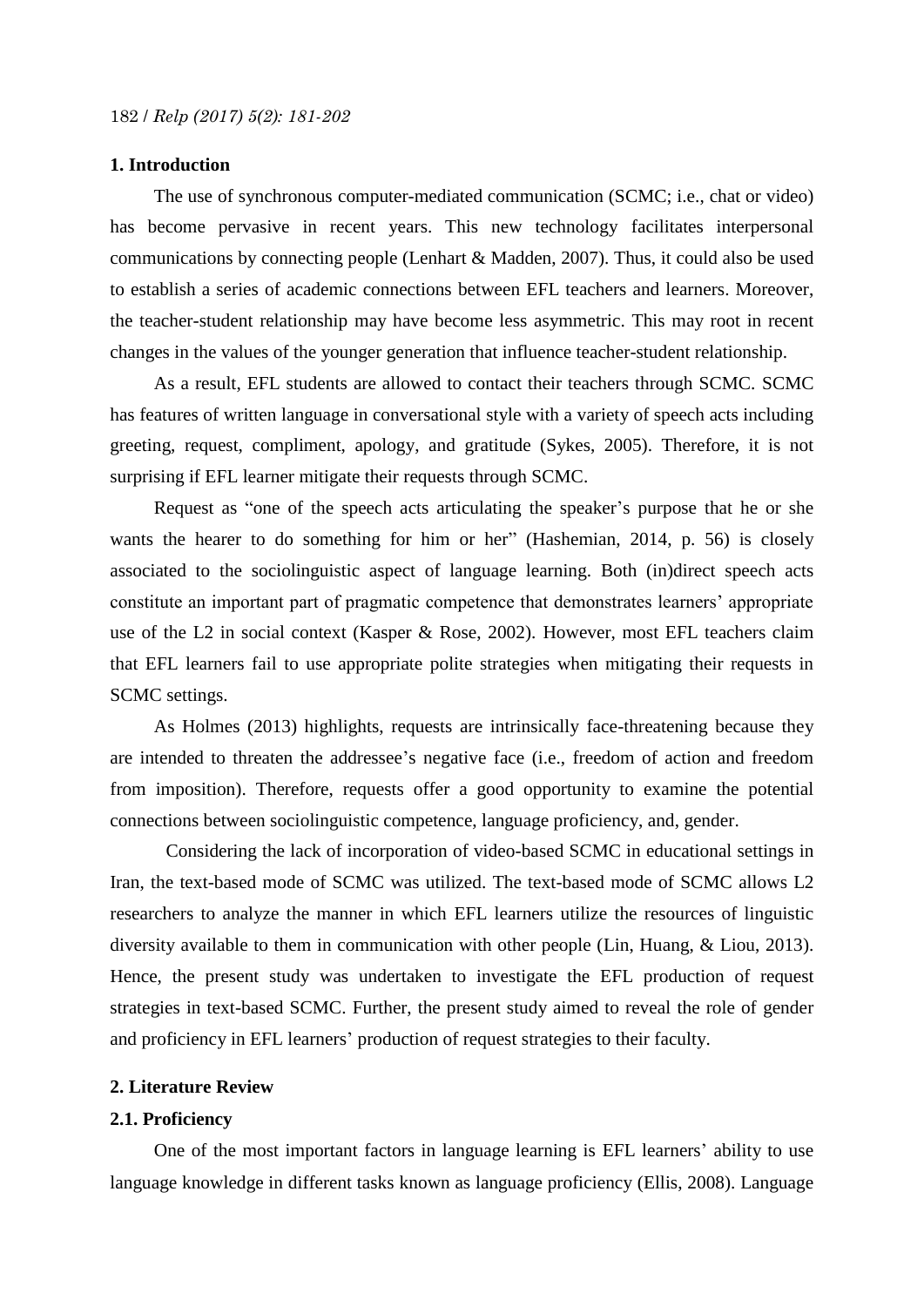## 1. Introduction

The use of synchronous computer-mediated communication (SCMC; i.e., chat or video) has become pervasive in recent years. This new technology facilitates interpersonal communications by connecting people (Lenhart & Madden, 2007). Thus, it could also be used to establish a series of academic connections between EFL teachers and learners. Moreover, the teacher-student relationship may have become less asymmetric. This may root in recent changes in the values of the younger generation that influence teacher-student relationship.

As a result, EFL students are allowed to contact their teachers through SCMC. SCMC has features of written language in conversational style with a variety of speech acts including greeting, request, compliment, apology, and gratitude (Sykes, 2005). Therefore, it is not surprising if EFL learner mitigate their requests through SCMC.

Request as "one of the speech acts articulating the speaker's purpose that he or she wants the hearer to do something for him or her" (Hashemian, 2014, p. 56) is closely associated to the sociolinguistic aspect of language learning. Both (in)direct speech acts constitute an important part of pragmatic competence that demonstrates learners' appropriate use of the L2 in social context (Kasper & Rose, 2002). However, most EFL teachers claim that EFL learners fail to use appropriate polite strategies when mitigating their requests in SCMC settings.

As Holmes (2013) highlights, requests are intrinsically face-threatening because they are intended to threaten the addressee's negative face (i.e., freedom of action and freedom from imposition). Therefore, requests offer a good opportunity to examine the potential connections between sociolinguistic competence, language proficiency, and, gender.

Considering the lack of incorporation of video-based SCMC in educational settings in Iran, the text-based mode of SCMC was utilized. The text-based mode of SCMC allows L2 researchers to analyze the manner in which EFL learners utilize the resources of linguistic diversity available to them in communication with other people (Lin, Huang, & Liou, 2013). Hence, the present study was undertaken to investigate the EFL production of request strategies in text-based SCMC. Further, the present study aimed to reveal the role of gender and proficiency in EFL learners' production of request strategies to their faculty.

## 2. Literature Review

### 2.1. Proficiency

One of the most important factors in language learning is EFL learners' ability to use language knowledge in different tasks known as language proficiency (Ellis, 2008). Language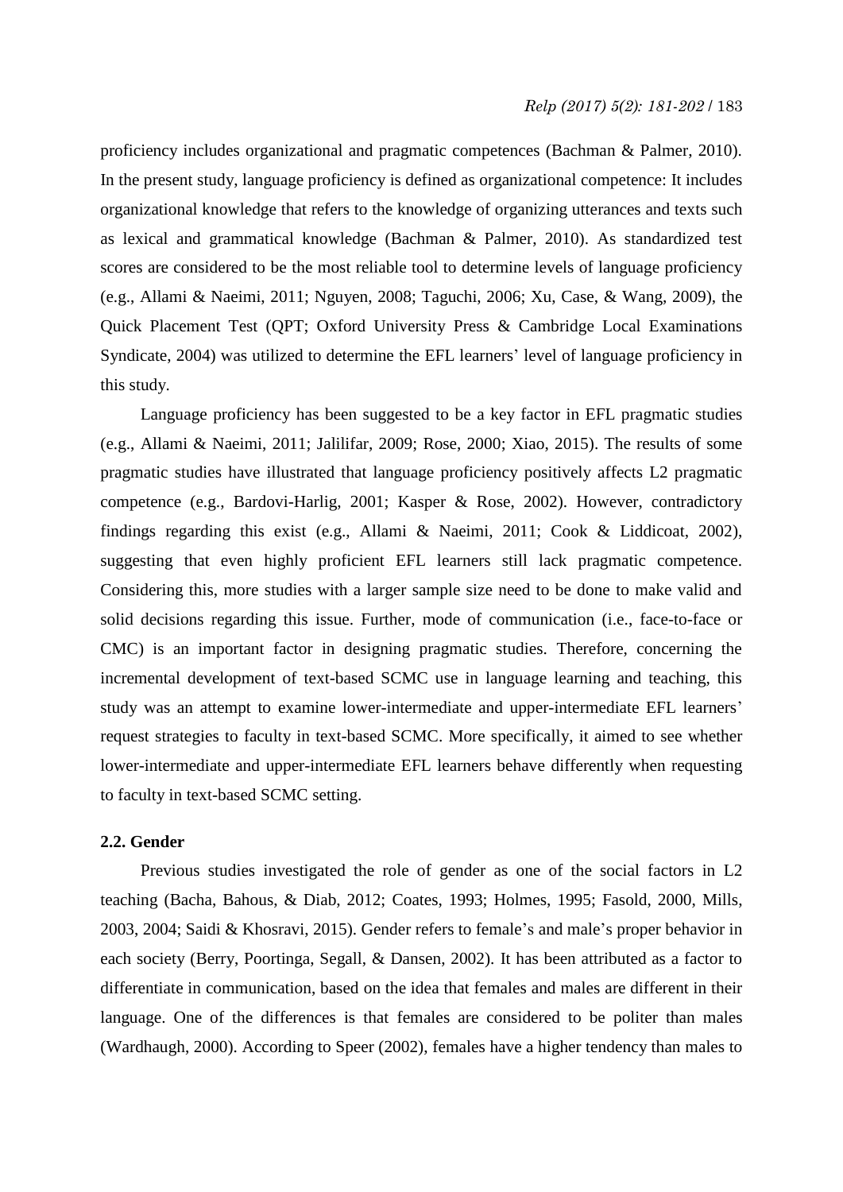proficiency includes organizational and pragmatic competences (Bachman & Palmer, 2010). In the present study, language proficiency is defined as organizational competence: It includes organizational knowledge that refers to the knowledge of organizing utterances and texts such as lexical and grammatical knowledge (Bachman & Palmer, 2010). As standardized test scores are considered to be the most reliable tool to determine levels of language proficiency (e.g., Allami & Naeimi, 2011; Nguyen, 2008; Taguchi, 2006; Xu, Case, & Wang, 2009), the Quick Placement Test (QPT; Oxford University Press & Cambridge Local Examinations Syndicate, 2004) was utilized to determine the EFL learners' level of language proficiency in this study.

Language proficiency has been suggested to be a key factor in EFL pragmatic studies (e.g., Allami & Naeimi, 2011; Jalilifar, 2009; Rose, 2000; Xiao, 2015). The results of some pragmatic studies have illustrated that language proficiency positively affects L2 pragmatic competence (e.g., Bardovi-Harlig, 2001; Kasper & Rose, 2002). However, contradictory findings regarding this exist (e.g., Allami & Naeimi, 2011; Cook & Liddicoat, 2002), suggesting that even highly proficient EFL learners still lack pragmatic competence. Considering this, more studies with a larger sample size need to be done to make valid and solid decisions regarding this issue. Further, mode of communication (i.e., face-to-face or CMC) is an important factor in designing pragmatic studies. Therefore, concerning the incremental development of text-based SCMC use in language learning and teaching, this study was an attempt to examine lower-intermediate and upper-intermediate EFL learners' request strategies to faculty in text-based SCMC. More specifically, it aimed to see whether lower-intermediate and upper-intermediate EFL learners behave differently when requesting to faculty in text-based SCMC setting.

### 2.2. Gender

Previous studies investigated the role of gender as one of the social factors in L2 teaching (Bacha, Bahous, & Diab, 2012; Coates, 1993; Holmes, 1995; Fasold, 2000, Mills, 2003, 2004; Saidi & Khosravi, 2015). Gender refers to female's and male's proper behavior in each society (Berry, Poortinga, Segall, & Dansen, 2002). It has been attributed as a factor to differentiate in communication, based on the idea that females and males are different in their language. One of the differences is that females are considered to be politer than males (Wardhaugh, 2000). According to Speer (2002), females have a higher tendency than males to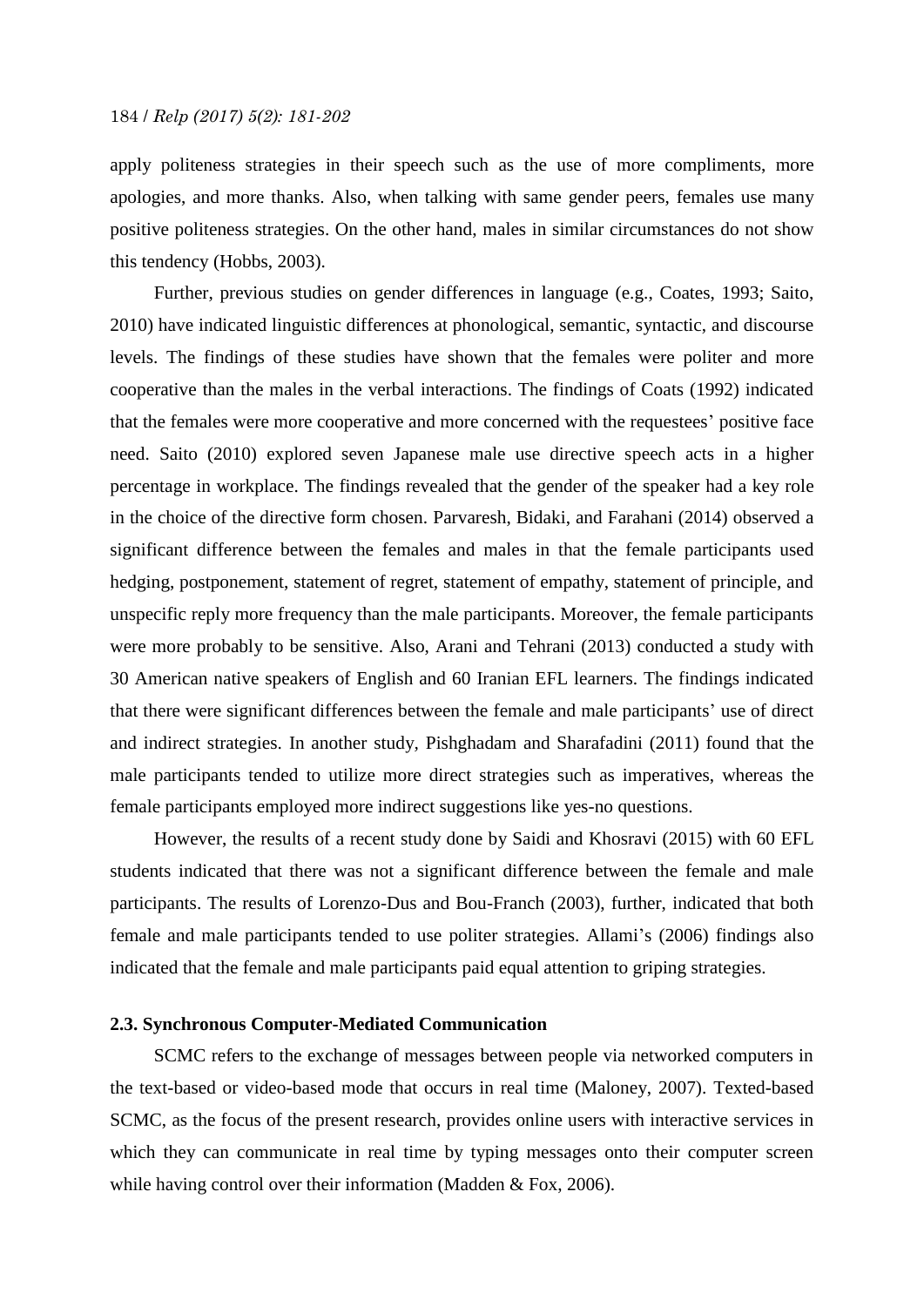apply politeness strategies in their speech such as the use of more compliments, more apologies, and more thanks. Also, when talking with same gender peers, females use many positive politeness strategies. On the other hand, males in similar circumstances do not show this tendency (Hobbs, 2003).

Further, previous studies on gender differences in language (e.g., Coates, 1993; Saito, 2010) have indicated linguistic differences at phonological, semantic, syntactic, and discourse levels. The findings of these studies have shown that the females were politer and more cooperative than the males in the verbal interactions. The findings of Coats (1992) indicated that the females were more cooperative and more concerned with the requestees' positive face need. Saito (2010) explored seven Japanese male use directive speech acts in a higher percentage in workplace. The findings revealed that the gender of the speaker had a key role in the choice of the directive form chosen. Parvaresh, Bidaki, and Farahani (2014) observed a significant difference between the females and males in that the female participants used hedging, postponement, statement of regret, statement of empathy, statement of principle, and unspecific reply more frequency than the male participants. Moreover, the female participants were more probably to be sensitive. Also, Arani and Tehrani (2013) conducted a study with 30 American native speakers of English and 60 Iranian EFL learners. The findings indicated that there were significant differences between the female and male participants' use of direct and indirect strategies. In another study, Pishghadam and Sharafadini (2011) found that the male participants tended to utilize more direct strategies such as imperatives, whereas the female participants employed more indirect suggestions like yes-no questions.

However, the results of a recent study done by Saidi and Khosravi (2015) with 60 EFL students indicated that there was not a significant difference between the female and male participants. The results of Lorenzo-Dus and Bou-Franch (2003), further, indicated that both female and male participants tended to use politer strategies. Allami's (2006) findings also indicated that the female and male participants paid equal attention to griping strategies.

### 2.3. Synchronous Computer-Mediated Communication

SCMC refers to the exchange of messages between people via networked computers in the text-based or video-based mode that occurs in real time (Maloney, 2007). Texted-based SCMC, as the focus of the present research, provides online users with interactive services in which they can communicate in real time by typing messages onto their computer screen while having control over their information (Madden & Fox, 2006).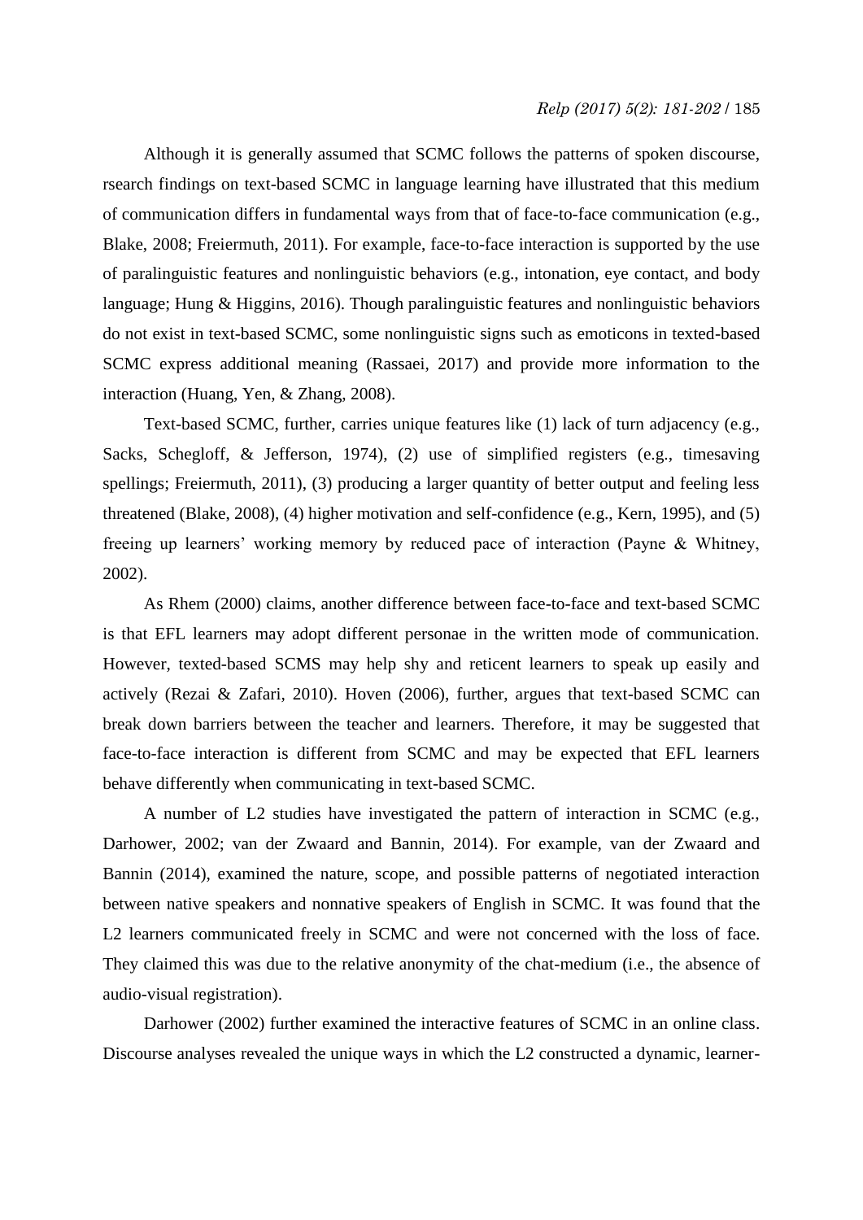Although it is generally assumed that SCMC follows the patterns of spoken discourse, rsearch findings on text-based SCMC in language learning have illustrated that this medium of communication differs in fundamental ways from that of face-to-face communication (e.g., Blake, 2008; Freiermuth, 2011). For example, face-to-face interaction is supported by the use of paralinguistic features and nonlinguistic behaviors (e.g., intonation, eye contact, and body language; Hung & Higgins, 2016). Though paralinguistic features and nonlinguistic behaviors do not exist in text-based SCMC, some nonlinguistic signs such as emoticons in texted-based SCMC express additional meaning (Rassaei, 2017) and provide more information to the interaction (Huang, Yen, & Zhang, 2008).

Text-based SCMC, further, carries unique features like (1) lack of turn adjacency (e.g., Sacks, Schegloff, & Jefferson, 1974), (2) use of simplified registers (e.g., timesaving spellings; Freiermuth, 2011), (3) producing a larger quantity of better output and feeling less threatened (Blake, 2008), (4) higher motivation and self-confidence (e.g., Kern, 1995), and (5) freeing up learners' working memory by reduced pace of interaction (Payne & Whitney, 2002).

As Rhem (2000) claims, another difference between face-to-face and text-based SCMC is that EFL learners may adopt different personae in the written mode of communication. However, texted-based SCMS may help shy and reticent learners to speak up easily and actively (Rezai & Zafari, 2010). Hoven (2006), further, argues that text-based SCMC can break down barriers between the teacher and learners. Therefore, it may be suggested that face-to-face interaction is different from SCMC and may be expected that EFL learners behave differently when communicating in text-based SCMC.

A number of L2 studies have investigated the pattern of interaction in SCMC (e.g., Darhower, 2002; van der Zwaard and Bannin, 2014). For example, van der Zwaard and Bannin (2014), examined the nature, scope, and possible patterns of negotiated interaction between native speakers and nonnative speakers of English in SCMC. It was found that the L2 learners communicated freely in SCMC and were not concerned with the loss of face. They claimed this was due to the relative anonymity of the chat-medium (i.e., the absence of audio-visual registration).

Darhower (2002) further examined the interactive features of SCMC in an online class. Discourse analyses revealed the unique ways in which the L2 constructed a dynamic, learner-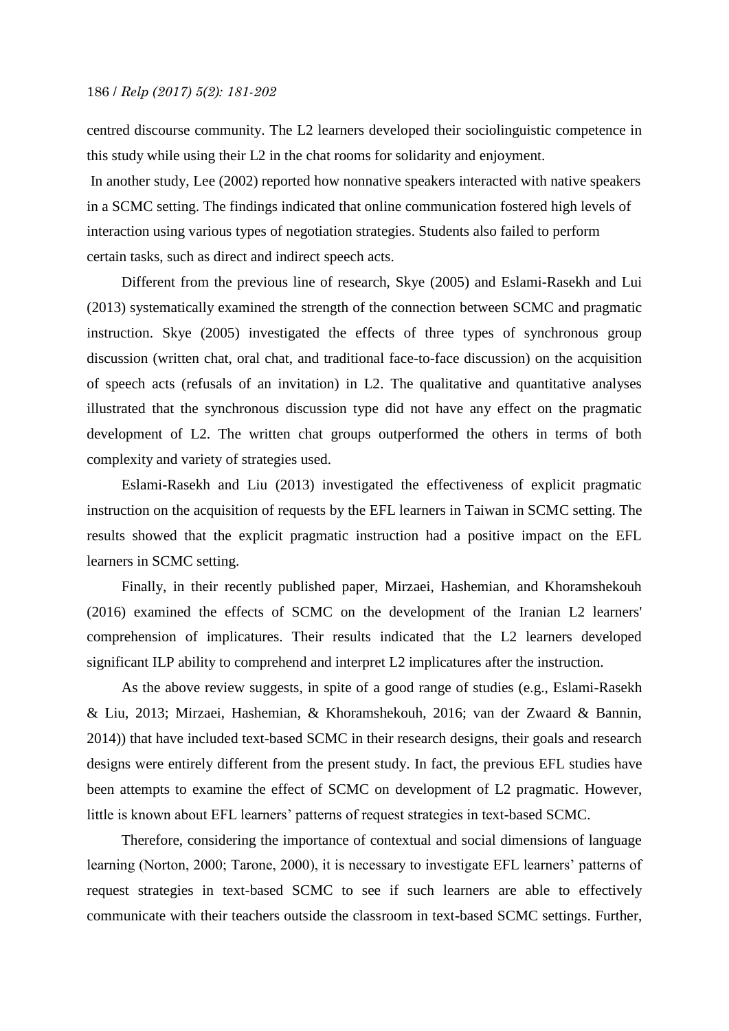centred discourse community. The L2 learners developed their sociolinguistic competence in this study while using their L2 in the chat rooms for solidarity and enjoyment.

In another study, Lee (2002) reported how nonnative speakers interacted with native speakers in a SCMC setting. The findings indicated that online communication fostered high levels of interaction using various types of negotiation strategies. Students also failed to perform certain tasks, such as direct and indirect speech acts.

Different from the previous line of research, Skye (2005) and Eslami-Rasekh and Lui (2013) systematically examined the strength of the connection between SCMC and pragmatic instruction. Skye (2005) investigated the effects of three types of synchronous group discussion (written chat, oral chat, and traditional face-to-face discussion) on the acquisition of speech acts (refusals of an invitation) in L2. The qualitative and quantitative analyses illustrated that the synchronous discussion type did not have any effect on the pragmatic development of L2. The written chat groups outperformed the others in terms of both complexity and variety of strategies used.

Eslami-Rasekh and Liu (2013) investigated the effectiveness of explicit pragmatic instruction on the acquisition of requests by the EFL learners in Taiwan in SCMC setting. The results showed that the explicit pragmatic instruction had a positive impact on the EFL learners in SCMC setting.

Finally, in their recently published paper, Mirzaei, Hashemian, and Khoramshekouh (2016) examined the effects of SCMC on the development of the Iranian L2 learners' comprehension of implicatures. Their results indicated that the L2 learners developed significant ILP ability to comprehend and interpret L2 implicatures after the instruction.

As the above review suggests, in spite of a good range of studies (e.g., Eslami-Rasekh & Liu, 2013; Mirzaei, Hashemian, & Khoramshekouh, 2016; van der Zwaard & Bannin, 2014)) that have included text-based SCMC in their research designs, their goals and research designs were entirely different from the present study. In fact, the previous EFL studies have been attempts to examine the effect of SCMC on development of L2 pragmatic. However, little is known about EFL learners' patterns of request strategies in text-based SCMC.

Therefore, considering the importance of contextual and social dimensions of language learning (Norton, 2000; Tarone, 2000), it is necessary to investigate EFL learners' patterns of request strategies in text-based SCMC to see if such learners are able to effectively communicate with their teachers outside the classroom in text-based SCMC settings. Further,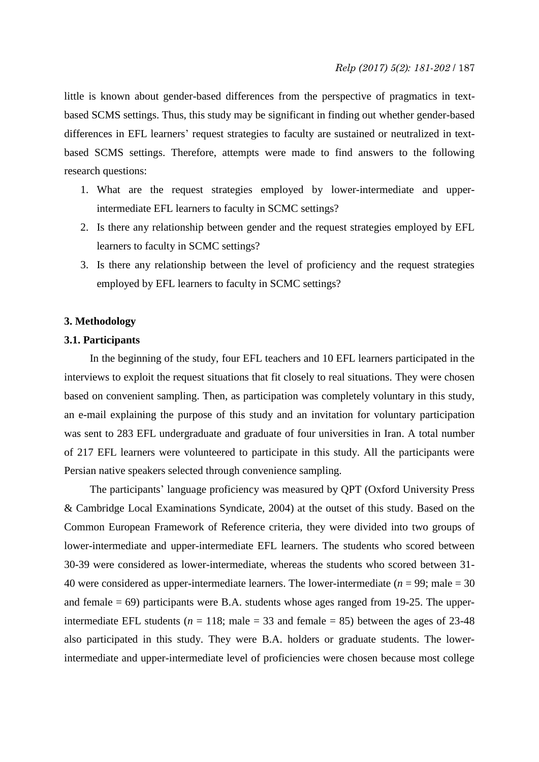little is known about gender-based differences from the perspective of pragmatics in text-based SCMS settings. Thus, this study may be significant in finding out whether gender-based differences in EFL learners' request strategies to faculty are sustained or neutralized in text-based SCMS settings. Therefore, attempts were made to find answers to the following research questions:

1. What are the request strategies employed by lower-intermediate and upper-intermediate EFL learners to faculty in SCMC settings?
2. Is there any relationship between gender and the request strategies employed by EFL learners to faculty in SCMC settings?
3. Is there any relationship between the level of proficiency and the request strategies employed by EFL learners to faculty in SCMC settings?

## 3. Methodology

### 3.1. Participants

In the beginning of the study, four EFL teachers and 10 EFL learners participated in the interviews to exploit the request situations that fit closely to real situations. They were chosen based on convenient sampling. Then, as participation was completely voluntary in this study, an e-mail explaining the purpose of this study and an invitation for voluntary participation was sent to 283 EFL undergraduate and graduate of four universities in Iran. A total number of 217 EFL learners were volunteered to participate in this study. All the participants were Persian native speakers selected through convenience sampling.

The participants' language proficiency was measured by QPT (Oxford University Press & Cambridge Local Examinations Syndicate, 2004) at the outset of this study. Based on the Common European Framework of Reference criteria, they were divided into two groups of lower-intermediate and upper-intermediate EFL learners. The students who scored between 30-39 were considered as lower-intermediate, whereas the students who scored between 31-40 were considered as upper-intermediate learners. The lower-intermediate ($n$ = 99; male = 30 and female = 69) participants were B.A. students whose ages ranged from 19-25. The upper-intermediate EFL students ($n$ = 118; male = 33 and female = 85) between the ages of 23-48 also participated in this study. They were B.A. holders or graduate students. The lower-intermediate and upper-intermediate level of proficiencies were chosen because most college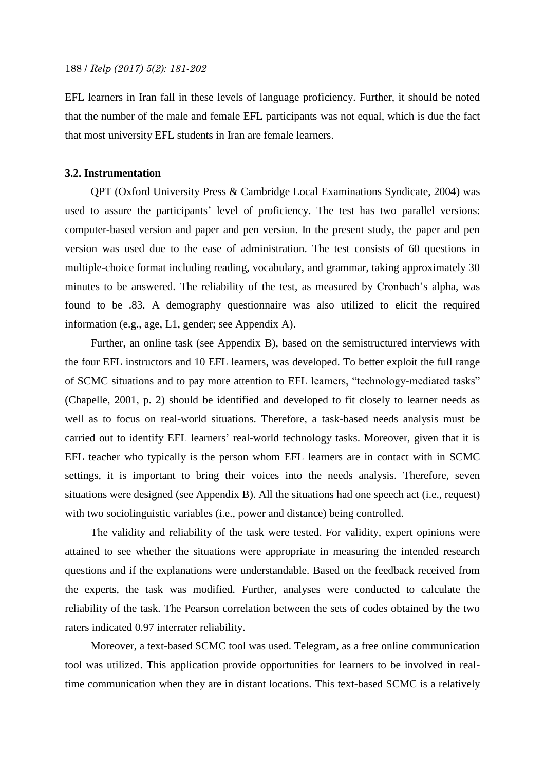EFL learners in Iran fall in these levels of language proficiency. Further, it should be noted that the number of the male and female EFL participants was not equal, which is due the fact that most university EFL students in Iran are female learners.

### 3.2. Instrumentation

QPT (Oxford University Press & Cambridge Local Examinations Syndicate, 2004) was used to assure the participants' level of proficiency. The test has two parallel versions: computer-based version and paper and pen version. In the present study, the paper and pen version was used due to the ease of administration. The test consists of 60 questions in multiple-choice format including reading, vocabulary, and grammar, taking approximately 30 minutes to be answered. The reliability of the test, as measured by Cronbach's alpha, was found to be .83. A demography questionnaire was also utilized to elicit the required information (e.g., age, L1, gender; see Appendix A).

Further, an online task (see Appendix B), based on the semistructured interviews with the four EFL instructors and 10 EFL learners, was developed. To better exploit the full range of SCMC situations and to pay more attention to EFL learners, "technology-mediated tasks" (Chapelle, 2001, p. 2) should be identified and developed to fit closely to learner needs as well as to focus on real-world situations. Therefore, a task-based needs analysis must be carried out to identify EFL learners' real-world technology tasks. Moreover, given that it is EFL teacher who typically is the person whom EFL learners are in contact with in SCMC settings, it is important to bring their voices into the needs analysis. Therefore, seven situations were designed (see Appendix B). All the situations had one speech act (i.e., request) with two sociolinguistic variables (i.e., power and distance) being controlled.

The validity and reliability of the task were tested. For validity, expert opinions were attained to see whether the situations were appropriate in measuring the intended research questions and if the explanations were understandable. Based on the feedback received from the experts, the task was modified. Further, analyses were conducted to calculate the reliability of the task. The Pearson correlation between the sets of codes obtained by the two raters indicated 0.97 interrater reliability.

Moreover, a text-based SCMC tool was used. Telegram, as a free online communication tool was utilized. This application provide opportunities for learners to be involved in real-time communication when they are in distant locations. This text-based SCMC is a relatively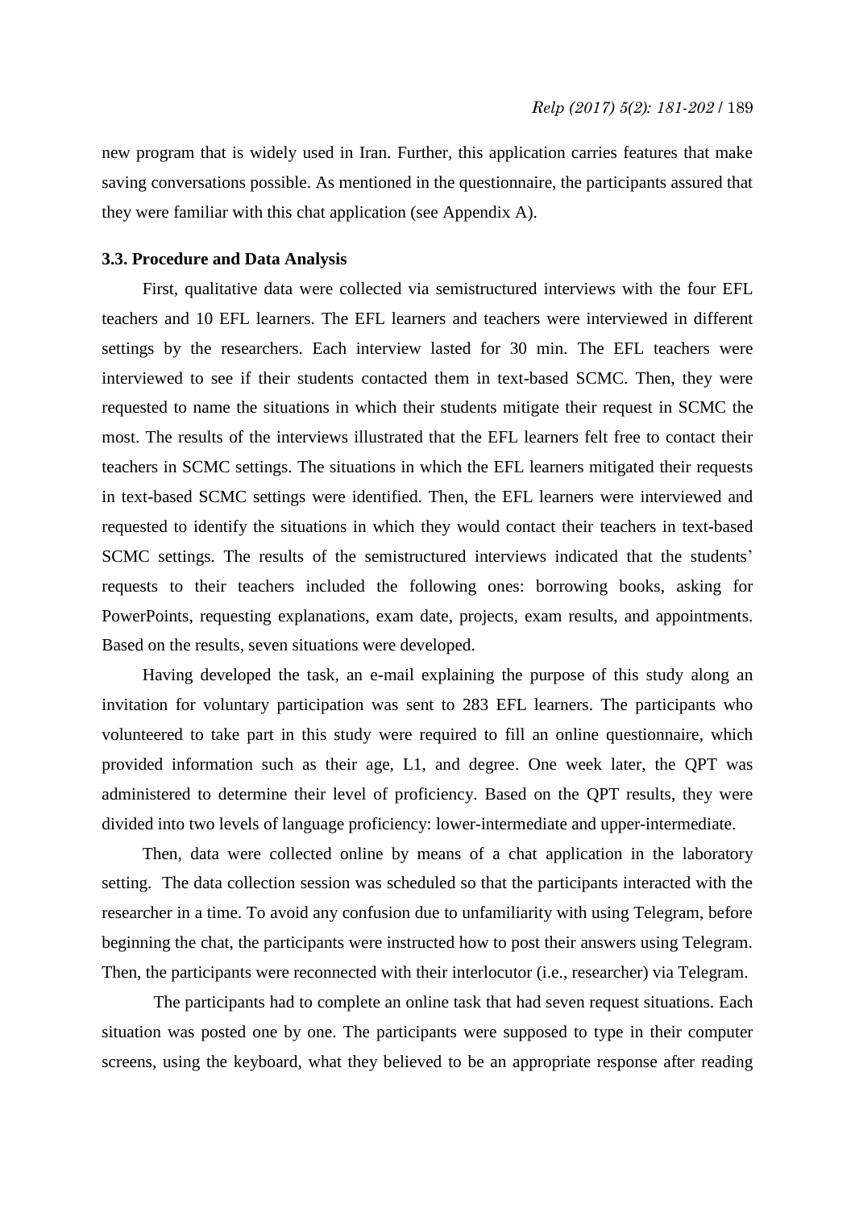new program that is widely used in Iran. Further, this application carries features that make saving conversations possible. As mentioned in the questionnaire, the participants assured that they were familiar with this chat application (see Appendix A).

### 3.3. Procedure and Data Analysis

First, qualitative data were collected via semistructured interviews with the four EFL teachers and 10 EFL learners. The EFL learners and teachers were interviewed in different settings by the researchers. Each interview lasted for 30 min. The EFL teachers were interviewed to see if their students contacted them in text-based SCMC. Then, they were requested to name the situations in which their students mitigate their request in SCMC the most. The results of the interviews illustrated that the EFL learners felt free to contact their teachers in SCMC settings. The situations in which the EFL learners mitigated their requests in text-based SCMC settings were identified. Then, the EFL learners were interviewed and requested to identify the situations in which they would contact their teachers in text-based SCMC settings. The results of the semistructured interviews indicated that the students' requests to their teachers included the following ones: borrowing books, asking for PowerPoints, requesting explanations, exam date, projects, exam results, and appointments. Based on the results, seven situations were developed.

Having developed the task, an e-mail explaining the purpose of this study along an invitation for voluntary participation was sent to 283 EFL learners. The participants who volunteered to take part in this study were required to fill an online questionnaire, which provided information such as their age, L1, and degree. One week later, the QPT was administered to determine their level of proficiency. Based on the QPT results, they were divided into two levels of language proficiency: lower-intermediate and upper-intermediate.

Then, data were collected online by means of a chat application in the laboratory setting. The data collection session was scheduled so that the participants interacted with the researcher in a time. To avoid any confusion due to unfamiliarity with using Telegram, before beginning the chat, the participants were instructed how to post their answers using Telegram. Then, the participants were reconnected with their interlocutor (i.e., researcher) via Telegram.

The participants had to complete an online task that had seven request situations. Each situation was posted one by one. The participants were supposed to type in their computer screens, using the keyboard, what they believed to be an appropriate response after reading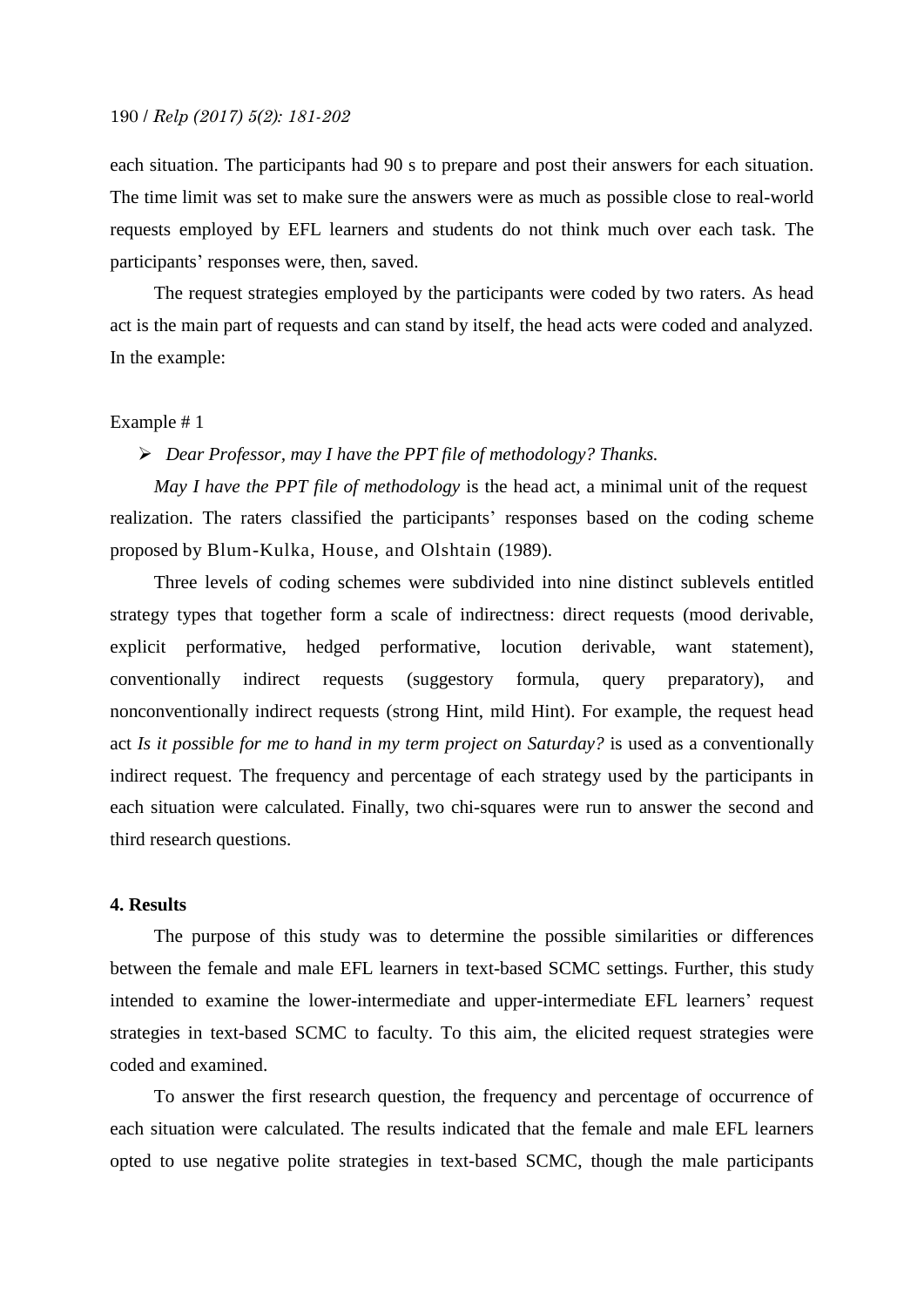each situation. The participants had 90 s to prepare and post their answers for each situation. The time limit was set to make sure the answers were as much as possible close to real-world requests employed by EFL learners and students do not think much over each task. The participants' responses were, then, saved.

The request strategies employed by the participants were coded by two raters. As head act is the main part of requests and can stand by itself, the head acts were coded and analyzed. In the example:

Example # 1

- *Dear Professor, may I have the PPT file of methodology? Thanks.*

*May I have the PPT file of methodology* is the head act, a minimal unit of the request realization. The raters classified the participants' responses based on the coding scheme proposed by Blum-Kulka, House, and Olshtain (1989).

Three levels of coding schemes were subdivided into nine distinct sublevels entitled strategy types that together form a scale of indirectness: direct requests (mood derivable, explicit performative, hedged performative, locution derivable, want statement), conventionally indirect requests (suggestory formula, query preparatory), and nonconventionally indirect requests (strong Hint, mild Hint). For example, the request head act *Is it possible for me to hand in my term project on Saturday?* is used as a conventionally indirect request. The frequency and percentage of each strategy used by the participants in each situation were calculated. Finally, two chi-squares were run to answer the second and third research questions.

## 4. Results

The purpose of this study was to determine the possible similarities or differences between the female and male EFL learners in text-based SCMC settings. Further, this study intended to examine the lower-intermediate and upper-intermediate EFL learners' request strategies in text-based SCMC to faculty. To this aim, the elicited request strategies were coded and examined.

To answer the first research question, the frequency and percentage of occurrence of each situation were calculated. The results indicated that the female and male EFL learners opted to use negative polite strategies in text-based SCMC, though the male participants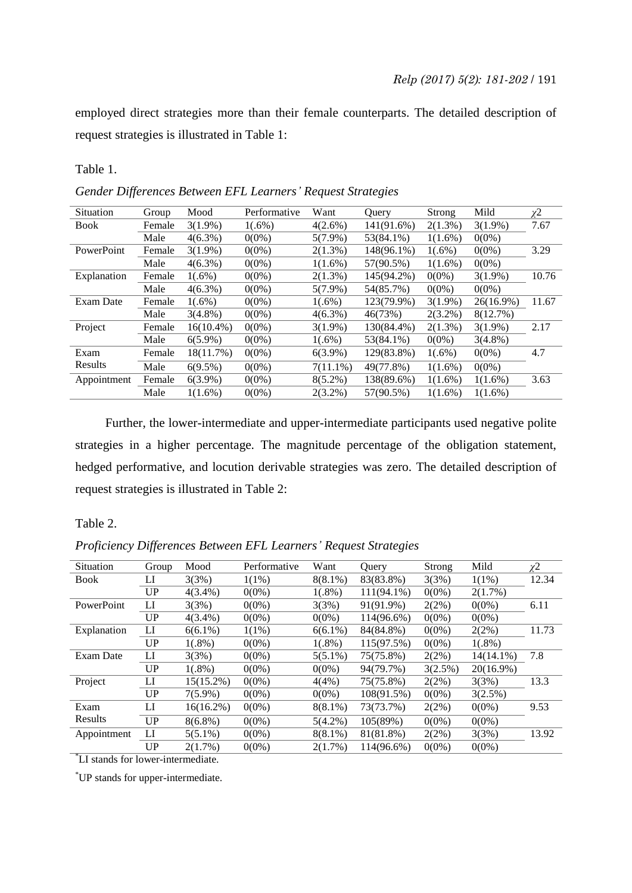employed direct strategies more than their female counterparts. The detailed description of request strategies is illustrated in Table 1:

Table 1.

*Gender Differences Between EFL Learners' Request Strategies*

| Situation | Group | Mood | Performative | Want | Query | Strong | Mild | $\chi2$ |
|---|---|---|---|---|---|---|---|---|
| Book | Female | 3(1.9%) | 1(.6%) | 4(2.6%) | 141(91.6%) | 2(1.3%) | 3(1.9%) | 7.67 |
| | Male | 4(6.3%) | 0(0%) | 5(7.9%) | 53(84.1%) | 1(1.6%) | 0(0%) | |
| PowerPoint | Female | 3(1.9%) | 0(0%) | 2(1.3%) | 148(96.1%) | 1(.6%) | 0(0%) | 3.29 |
| | Male | 4(6.3%) | 0(0%) | 1(1.6%) | 57(90.5%) | 1(1.6%) | 0(0%) | |
| Explanation | Female | 1(.6%) | 0(0%) | 2(1.3%) | 145(94.2%) | 0(0%) | 3(1.9%) | 10.76 |
| | Male | 4(6.3%) | 0(0%) | 5(7.9%) | 54(85.7%) | 0(0%) | 0(0%) | |
| Exam Date | Female | 1(.6%) | 0(0%) | 1(.6%) | 123(79.9%) | 3(1.9%) | 26(16.9%) | 11.67 |
| | Male | 3(4.8%) | 0(0%) | 4(6.3%) | 46(73%) | 2(3.2%) | 8(12.7%) | |
| Project | Female | 16(10.4%) | 0(0%) | 3(1.9%) | 130(84.4%) | 2(1.3%) | 3(1.9%) | 2.17 |
| | Male | 6(5.9%) | 0(0%) | 1(.6%) | 53(84.1%) | 0(0%) | 3(4.8%) | |
| Exam Results | Female | 18(11.7%) | 0(0%) | 6(3.9%) | 129(83.8%) | 1(.6%) | 0(0%) | 4.7 |
| | Male | 6(9.5%) | 0(0%) | 7(11.1%) | 49(77.8%) | 1(1.6%) | 0(0%) | |
| Appointment | Female | 6(3.9%) | 0(0%) | 8(5.2%) | 138(89.6%) | 1(1.6%) | 1(1.6%) | 3.63 |
| | Male | 1(1.6%) | 0(0%) | 2(3.2%) | 57(90.5%) | 1(1.6%) | 1(1.6%) | |

Further, the lower-intermediate and upper-intermediate participants used negative polite strategies in a higher percentage. The magnitude percentage of the obligation statement, hedged performative, and locution derivable strategies was zero. The detailed description of request strategies is illustrated in Table 2:

Table 2.

*Proficiency Differences Between EFL Learners' Request Strategies*

| Situation | Group | Mood | Performative | Want | Query | Strong | Mild | $\chi2$ |
|---|---|---|---|---|---|---|---|---|
| Book | LI | 3(3%) | 1(1%) | 8(8.1%) | 83(83.8%) | 3(3%) | 1(1%) | 12.34 |
| | UP | 4(3.4%) | 0(0%) | 1(.8%) | 111(94.1%) | 0(0%) | 2(1.7%) | |
| PowerPoint | LI | 3(3%) | 0(0%) | 3(3%) | 91(91.9%) | 2(2%) | 0(0%) | 6.11 |
| | UP | 4(3.4%) | 0(0%) | 0(0%) | 114(96.6%) | 0(0%) | 0(0%) | |
| Explanation | LI | 6(6.1%) | 1(1%) | 6(6.1%) | 84(84.8%) | 0(0%) | 2(2%) | 11.73 |
| | UP | 1(.8%) | 0(0%) | 1(.8%) | 115(97.5%) | 0(0%) | 1(.8%) | |
| Exam Date | LI | 3(3%) | 0(0%) | 5(5.1%) | 75(75.8%) | 2(2%) | 14(14.1%) | 7.8 |
| | UP | 1(.8%) | 0(0%) | 0(0%) | 94(79.7%) | 3(2.5%) | 20(16.9%) | |
| Project | LI | 15(15.2%) | 0(0%) | 4(4%) | 75(75.8%) | 2(2%) | 3(3%) | 13.3 |
| | UP | 7(5.9%) | 0(0%) | 0(0%) | 108(91.5%) | 0(0%) | 3(2.5%) | |
| Exam Results | LI | 16(16.2%) | 0(0%) | 8(8.1%) | 73(73.7%) | 2(2%) | 0(0%) | 9.53 |
| | UP | 8(6.8%) | 0(0%) | 5(4.2%) | 105(89%) | 0(0%) | 0(0%) | |
| Appointment | LI | 5(5.1%) | 0(0%) | 8(8.1%) | 81(81.8%) | 2(2%) | 3(3%) | 13.92 |
| | UP | 2(1.7%) | 0(0%) | 2(1.7%) | 114(96.6%) | 0(0%) | 0(0%) | |

*LI stands for lower-intermediate.

*UP stands for upper-intermediate.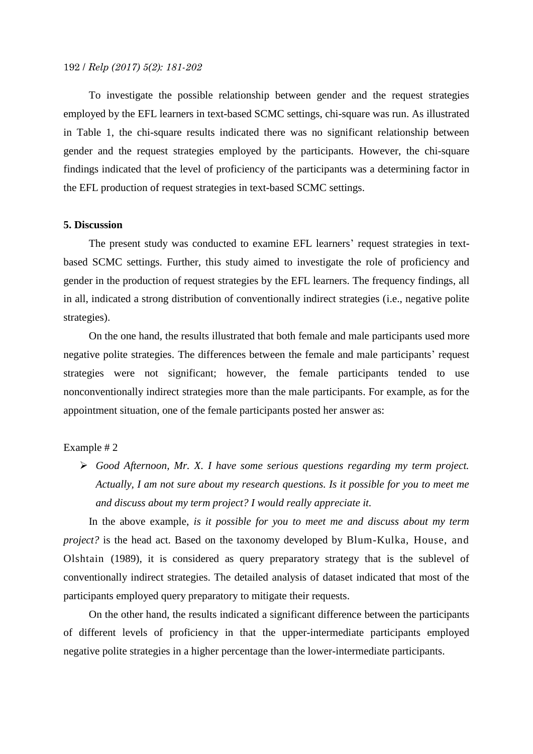To investigate the possible relationship between gender and the request strategies employed by the EFL learners in text-based SCMC settings, chi-square was run. As illustrated in Table 1, the chi-square results indicated there was no significant relationship between gender and the request strategies employed by the participants. However, the chi-square findings indicated that the level of proficiency of the participants was a determining factor in the EFL production of request strategies in text-based SCMC settings.

## 5. Discussion

The present study was conducted to examine EFL learners' request strategies in text-based SCMC settings. Further, this study aimed to investigate the role of proficiency and gender in the production of request strategies by the EFL learners. The frequency findings, all in all, indicated a strong distribution of conventionally indirect strategies (i.e., negative polite strategies).

On the one hand, the results illustrated that both female and male participants used more negative polite strategies. The differences between the female and male participants' request strategies were not significant; however, the female participants tended to use nonconventionally indirect strategies more than the male participants. For example, as for the appointment situation, one of the female participants posted her answer as:

Example # 2

- *Good Afternoon, Mr. X. I have some serious questions regarding my term project. Actually, I am not sure about my research questions. Is it possible for you to meet me and discuss about my term project? I would really appreciate it.*

In the above example, *is it possible for you to meet me and discuss about my term project?* is the head act. Based on the taxonomy developed by Blum-Kulka, House, and Olshtain (1989), it is considered as query preparatory strategy that is the sublevel of conventionally indirect strategies. The detailed analysis of dataset indicated that most of the participants employed query preparatory to mitigate their requests.

On the other hand, the results indicated a significant difference between the participants of different levels of proficiency in that the upper-intermediate participants employed negative polite strategies in a higher percentage than the lower-intermediate participants.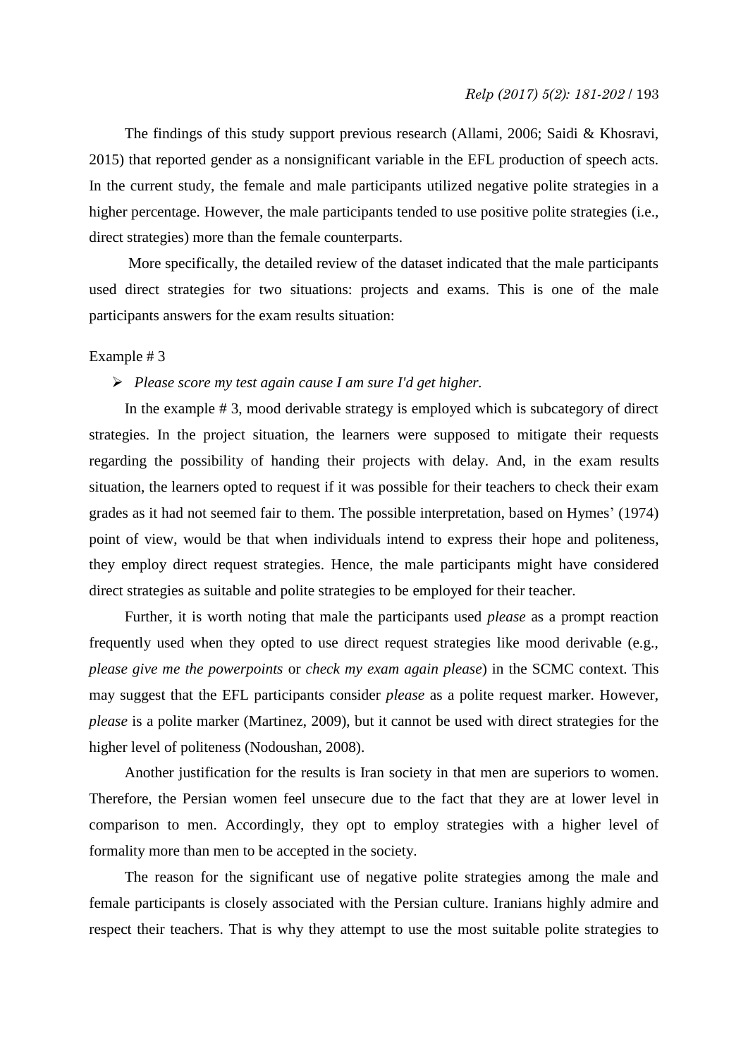The findings of this study support previous research (Allami, 2006; Saidi & Khosravi, 2015) that reported gender as a nonsignificant variable in the EFL production of speech acts. In the current study, the female and male participants utilized negative polite strategies in a higher percentage. However, the male participants tended to use positive polite strategies (i.e., direct strategies) more than the female counterparts.

More specifically, the detailed review of the dataset indicated that the male participants used direct strategies for two situations: projects and exams. This is one of the male participants answers for the exam results situation:

Example # 3

- *Please score my test again cause I am sure I'd get higher.*

In the example # 3, mood derivable strategy is employed which is subcategory of direct strategies. In the project situation, the learners were supposed to mitigate their requests regarding the possibility of handing their projects with delay. And, in the exam results situation, the learners opted to request if it was possible for their teachers to check their exam grades as it had not seemed fair to them. The possible interpretation, based on Hymes' (1974) point of view, would be that when individuals intend to express their hope and politeness, they employ direct request strategies. Hence, the male participants might have considered direct strategies as suitable and polite strategies to be employed for their teacher.

Further, it is worth noting that male the participants used *please* as a prompt reaction frequently used when they opted to use direct request strategies like mood derivable (e.g., *please give me the powerpoints* or *check my exam again please*) in the SCMC context. This may suggest that the EFL participants consider *please* as a polite request marker. However, *please* is a polite marker (Martinez, 2009), but it cannot be used with direct strategies for the higher level of politeness (Nodoushan, 2008).

Another justification for the results is Iran society in that men are superiors to women. Therefore, the Persian women feel unsecure due to the fact that they are at lower level in comparison to men. Accordingly, they opt to employ strategies with a higher level of formality more than men to be accepted in the society.

The reason for the significant use of negative polite strategies among the male and female participants is closely associated with the Persian culture. Iranians highly admire and respect their teachers. That is why they attempt to use the most suitable polite strategies to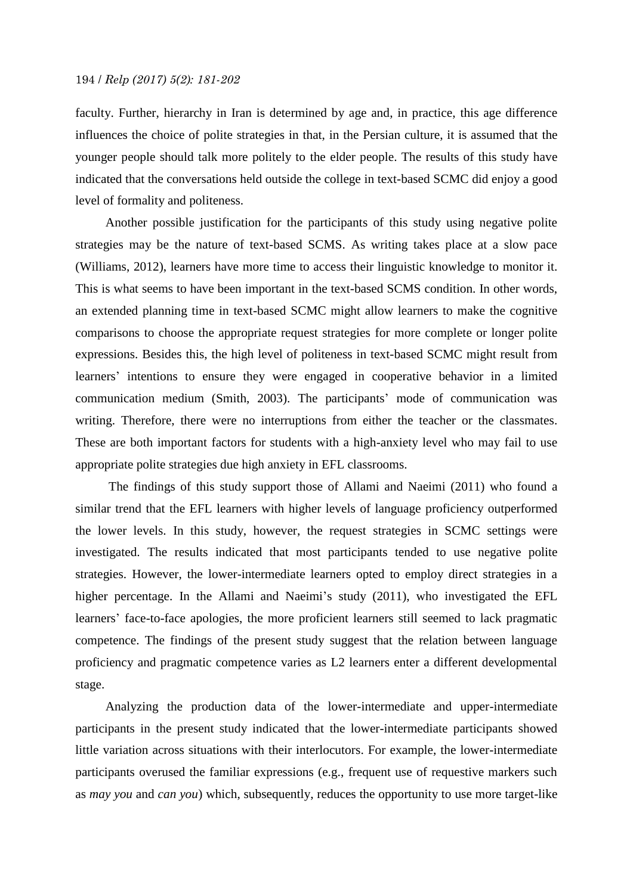faculty. Further, hierarchy in Iran is determined by age and, in practice, this age difference influences the choice of polite strategies in that, in the Persian culture, it is assumed that the younger people should talk more politely to the elder people. The results of this study have indicated that the conversations held outside the college in text-based SCMC did enjoy a good level of formality and politeness.

Another possible justification for the participants of this study using negative polite strategies may be the nature of text-based SCMS. As writing takes place at a slow pace (Williams, 2012), learners have more time to access their linguistic knowledge to monitor it. This is what seems to have been important in the text-based SCMS condition. In other words, an extended planning time in text-based SCMC might allow learners to make the cognitive comparisons to choose the appropriate request strategies for more complete or longer polite expressions. Besides this, the high level of politeness in text-based SCMC might result from learners' intentions to ensure they were engaged in cooperative behavior in a limited communication medium (Smith, 2003). The participants' mode of communication was writing. Therefore, there were no interruptions from either the teacher or the classmates. These are both important factors for students with a high-anxiety level who may fail to use appropriate polite strategies due high anxiety in EFL classrooms.

The findings of this study support those of Allami and Naeimi (2011) who found a similar trend that the EFL learners with higher levels of language proficiency outperformed the lower levels. In this study, however, the request strategies in SCMC settings were investigated. The results indicated that most participants tended to use negative polite strategies. However, the lower-intermediate learners opted to employ direct strategies in a higher percentage. In the Allami and Naeimi's study (2011), who investigated the EFL learners' face-to-face apologies, the more proficient learners still seemed to lack pragmatic competence. The findings of the present study suggest that the relation between language proficiency and pragmatic competence varies as L2 learners enter a different developmental stage.

Analyzing the production data of the lower-intermediate and upper-intermediate participants in the present study indicated that the lower-intermediate participants showed little variation across situations with their interlocutors. For example, the lower-intermediate participants overused the familiar expressions (e.g., frequent use of requestive markers such as *may you* and *can you*) which, subsequently, reduces the opportunity to use more target-like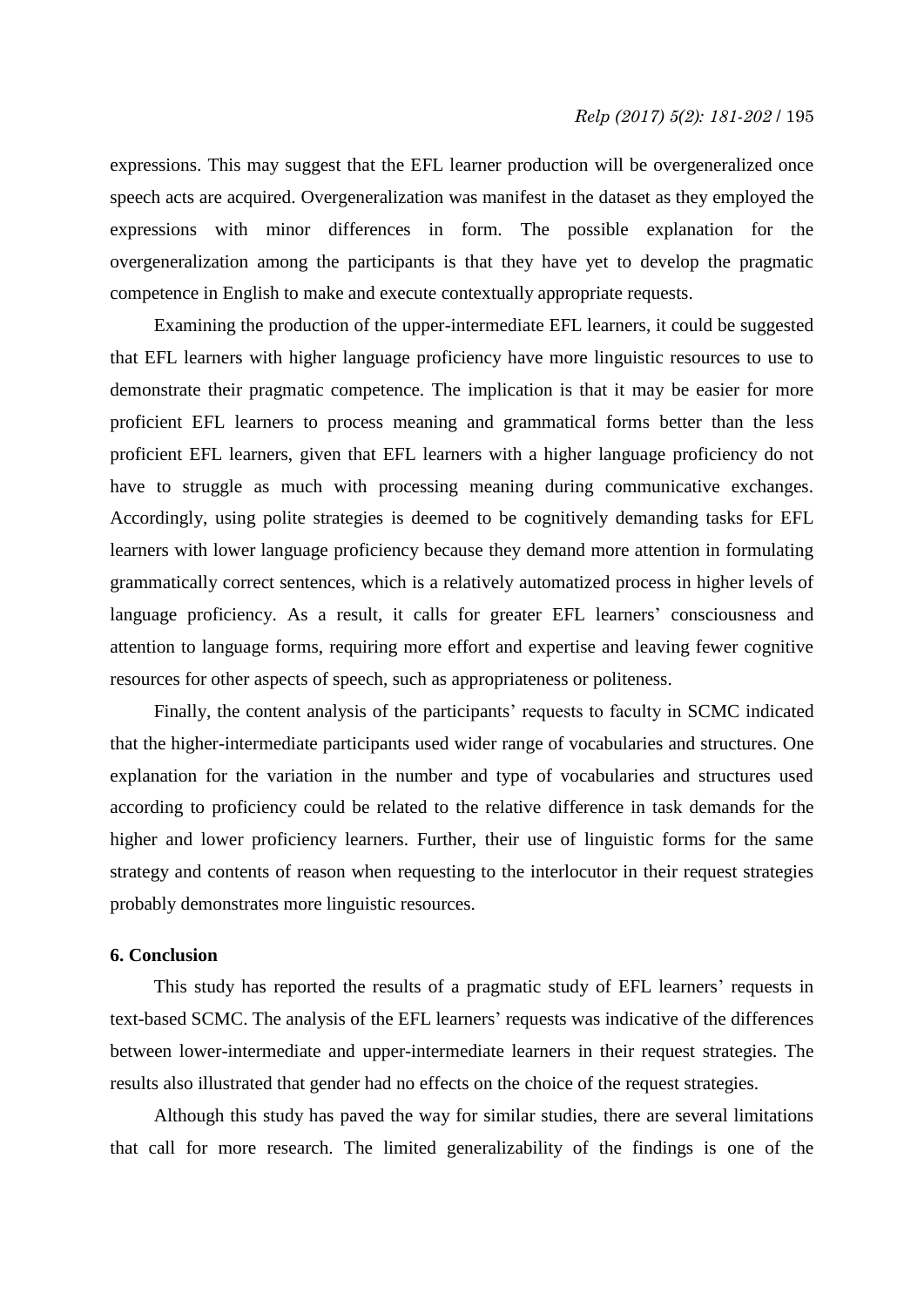expressions. This may suggest that the EFL learner production will be overgeneralized once speech acts are acquired. Overgeneralization was manifest in the dataset as they employed the expressions with minor differences in form. The possible explanation for the overgeneralization among the participants is that they have yet to develop the pragmatic competence in English to make and execute contextually appropriate requests.

Examining the production of the upper-intermediate EFL learners, it could be suggested that EFL learners with higher language proficiency have more linguistic resources to use to demonstrate their pragmatic competence. The implication is that it may be easier for more proficient EFL learners to process meaning and grammatical forms better than the less proficient EFL learners, given that EFL learners with a higher language proficiency do not have to struggle as much with processing meaning during communicative exchanges. Accordingly, using polite strategies is deemed to be cognitively demanding tasks for EFL learners with lower language proficiency because they demand more attention in formulating grammatically correct sentences, which is a relatively automatized process in higher levels of language proficiency. As a result, it calls for greater EFL learners' consciousness and attention to language forms, requiring more effort and expertise and leaving fewer cognitive resources for other aspects of speech, such as appropriateness or politeness.

Finally, the content analysis of the participants' requests to faculty in SCMC indicated that the higher-intermediate participants used wider range of vocabularies and structures. One explanation for the variation in the number and type of vocabularies and structures used according to proficiency could be related to the relative difference in task demands for the higher and lower proficiency learners. Further, their use of linguistic forms for the same strategy and contents of reason when requesting to the interlocutor in their request strategies probably demonstrates more linguistic resources.

## 6. Conclusion

This study has reported the results of a pragmatic study of EFL learners' requests in text-based SCMC. The analysis of the EFL learners' requests was indicative of the differences between lower-intermediate and upper-intermediate learners in their request strategies. The results also illustrated that gender had no effects on the choice of the request strategies.

Although this study has paved the way for similar studies, there are several limitations that call for more research. The limited generalizability of the findings is one of the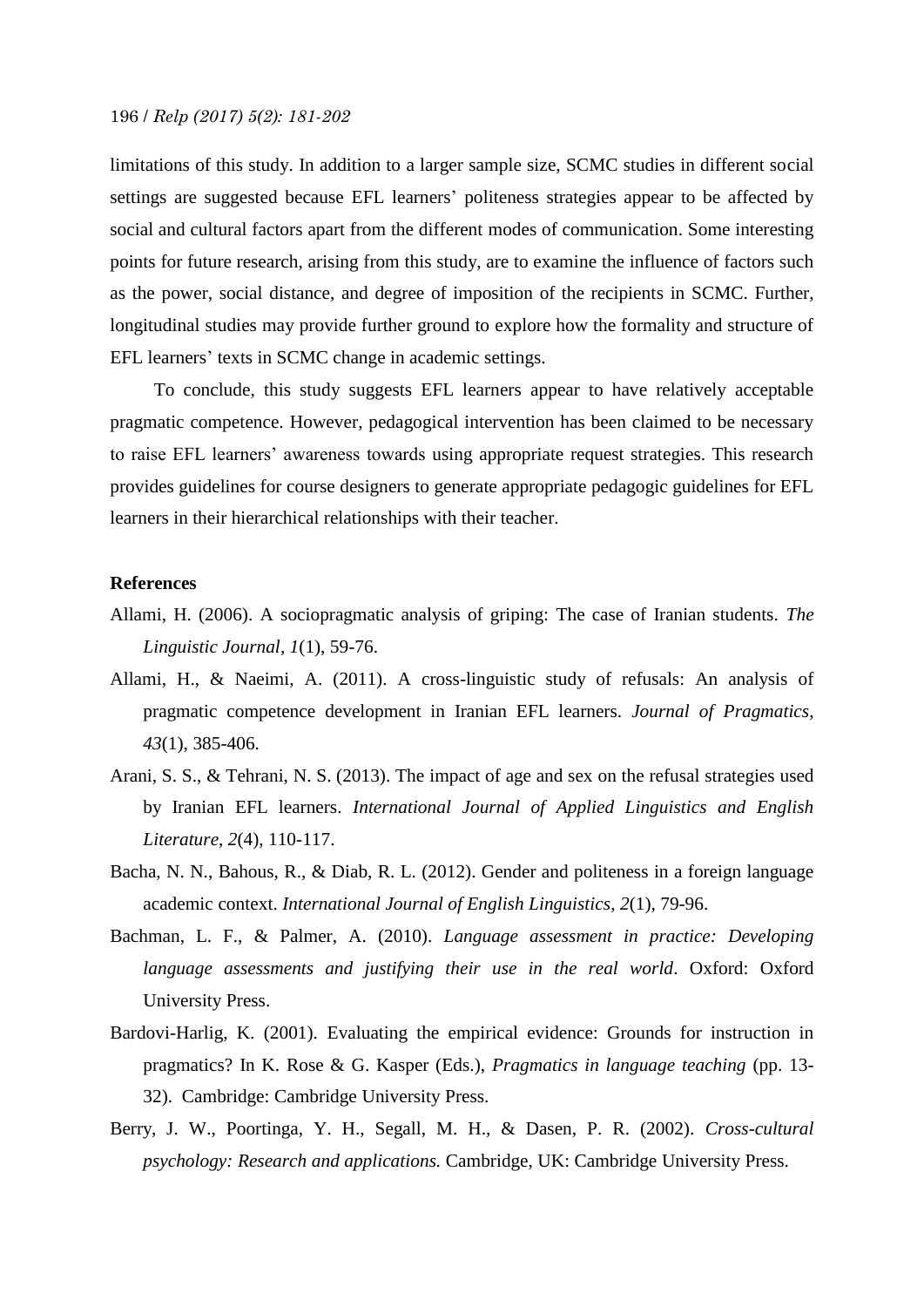limitations of this study. In addition to a larger sample size, SCMC studies in different social settings are suggested because EFL learners' politeness strategies appear to be affected by social and cultural factors apart from the different modes of communication. Some interesting points for future research, arising from this study, are to examine the influence of factors such as the power, social distance, and degree of imposition of the recipients in SCMC. Further, longitudinal studies may provide further ground to explore how the formality and structure of EFL learners' texts in SCMC change in academic settings.

To conclude, this study suggests EFL learners appear to have relatively acceptable pragmatic competence. However, pedagogical intervention has been claimed to be necessary to raise EFL learners' awareness towards using appropriate request strategies. This research provides guidelines for course designers to generate appropriate pedagogic guidelines for EFL learners in their hierarchical relationships with their teacher.

**References**

Allami, H. (2006). A sociopragmatic analysis of griping: The case of Iranian students. *The Linguistic Journal*, *1*(1), 59-76.

Allami, H., & Naeimi, A. (2011). A cross-linguistic study of refusals: An analysis of pragmatic competence development in Iranian EFL learners. *Journal of Pragmatics*, *43*(1), 385-406.

Arani, S. S., & Tehrani, N. S. (2013). The impact of age and sex on the refusal strategies used by Iranian EFL learners. *International Journal of Applied Linguistics and English Literature*, *2*(4), 110-117.

Bacha, N. N., Bahous, R., & Diab, R. L. (2012). Gender and politeness in a foreign language academic context. *International Journal of English Linguistics*, *2*(1), 79-96.

Bachman, L. F., & Palmer, A. (2010). *Language assessment in practice: Developing language assessments and justifying their use in the real world*. Oxford: Oxford University Press.

Bardovi-Harlig, K. (2001). Evaluating the empirical evidence: Grounds for instruction in pragmatics? In K. Rose & G. Kasper (Eds.), *Pragmatics in language teaching* (pp. 13-32). Cambridge: Cambridge University Press.

Berry, J. W., Poortinga, Y. H., Segall, M. H., & Dasen, P. R. (2002). *Cross-cultural psychology: Research and applications.* Cambridge, UK: Cambridge University Press.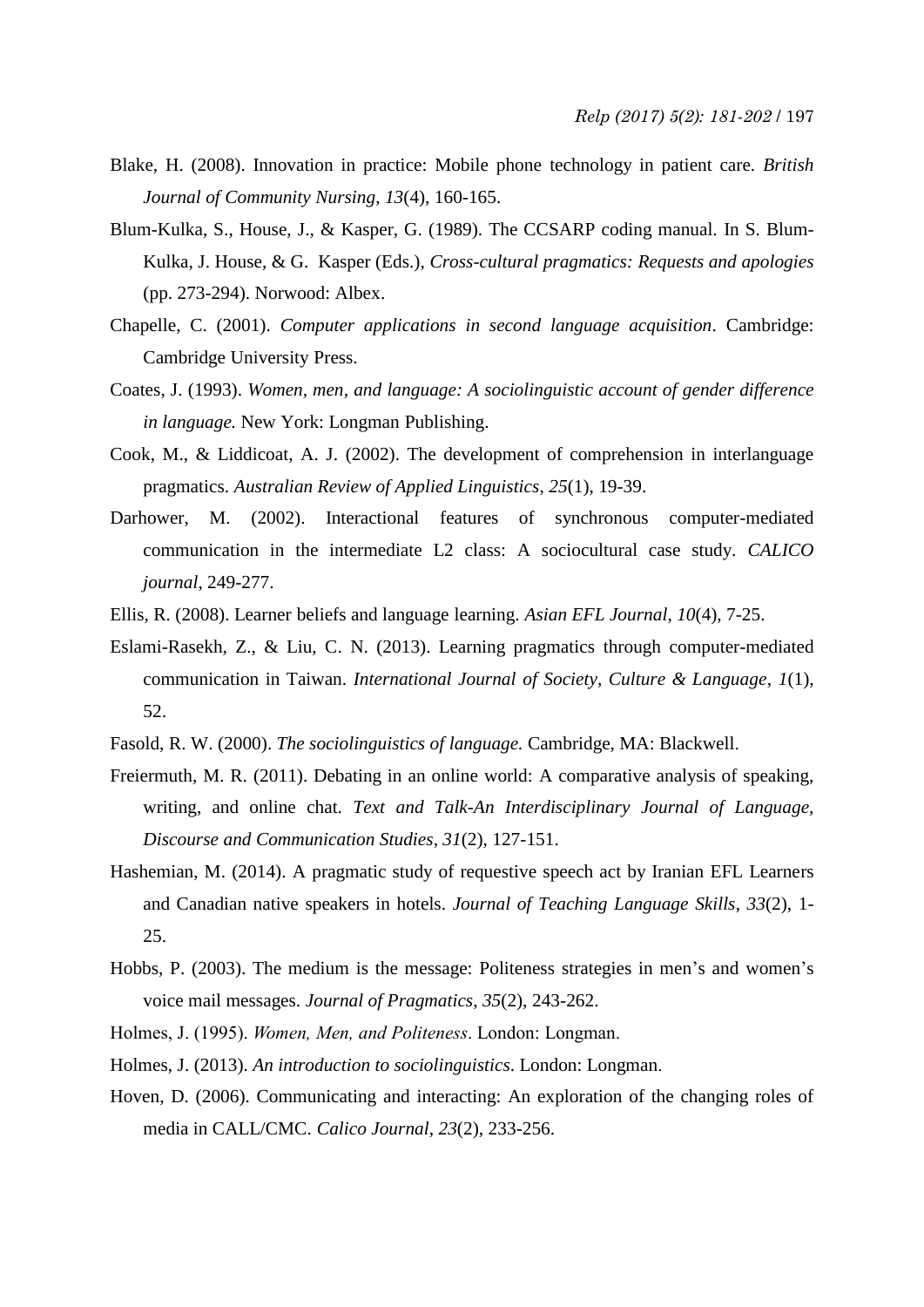Blake, H. (2008). Innovation in practice: Mobile phone technology in patient care. *British Journal of Community Nursing*, *13*(4), 160-165.

Blum-Kulka, S., House, J., & Kasper, G. (1989). The CCSARP coding manual. In S. Blum-Kulka, J. House, & G. Kasper (Eds.), *Cross-cultural pragmatics: Requests and apologies* (pp. 273-294). Norwood: Albex.

Chapelle, C. (2001). *Computer applications in second language acquisition*. Cambridge: Cambridge University Press.

Coates, J. (1993). *Women, men, and language: A sociolinguistic account of gender difference in language.* New York: Longman Publishing.

Cook, M., & Liddicoat, A. J. (2002). The development of comprehension in interlanguage pragmatics. *Australian Review of Applied Linguistics*, *25*(1), 19-39.

Darhower, M. (2002). Interactional features of synchronous computer-mediated communication in the intermediate L2 class: A sociocultural case study. *CALICO journal*, 249-277.

Ellis, R. (2008). Learner beliefs and language learning. *Asian EFL Journal*, *10*(4), 7-25.

Eslami-Rasekh, Z., & Liu, C. N. (2013). Learning pragmatics through computer-mediated communication in Taiwan. *International Journal of Society, Culture & Language*, *1*(1), 52.

Fasold, R. W. (2000). *The sociolinguistics of language.* Cambridge, MA: Blackwell.

Freiermuth, M. R. (2011). Debating in an online world: A comparative analysis of speaking, writing, and online chat. *Text and Talk-An Interdisciplinary Journal of Language, Discourse and Communication Studies*, *31*(2), 127-151.

Hashemian, M. (2014). A pragmatic study of requestive speech act by Iranian EFL Learners and Canadian native speakers in hotels. *Journal of Teaching Language Skills*, *33*(2), 1-25.

Hobbs, P. (2003). The medium is the message: Politeness strategies in men's and women's voice mail messages. *Journal of Pragmatics*, *35*(2), 243-262.

Holmes, J. (1995). *Women, Men, and Politeness*. London: Longman.

Holmes, J. (2013). *An introduction to sociolinguistics*. London: Longman.

Hoven, D. (2006). Communicating and interacting: An exploration of the changing roles of media in CALL/CMC. *Calico Journal*, *23*(2), 233-256.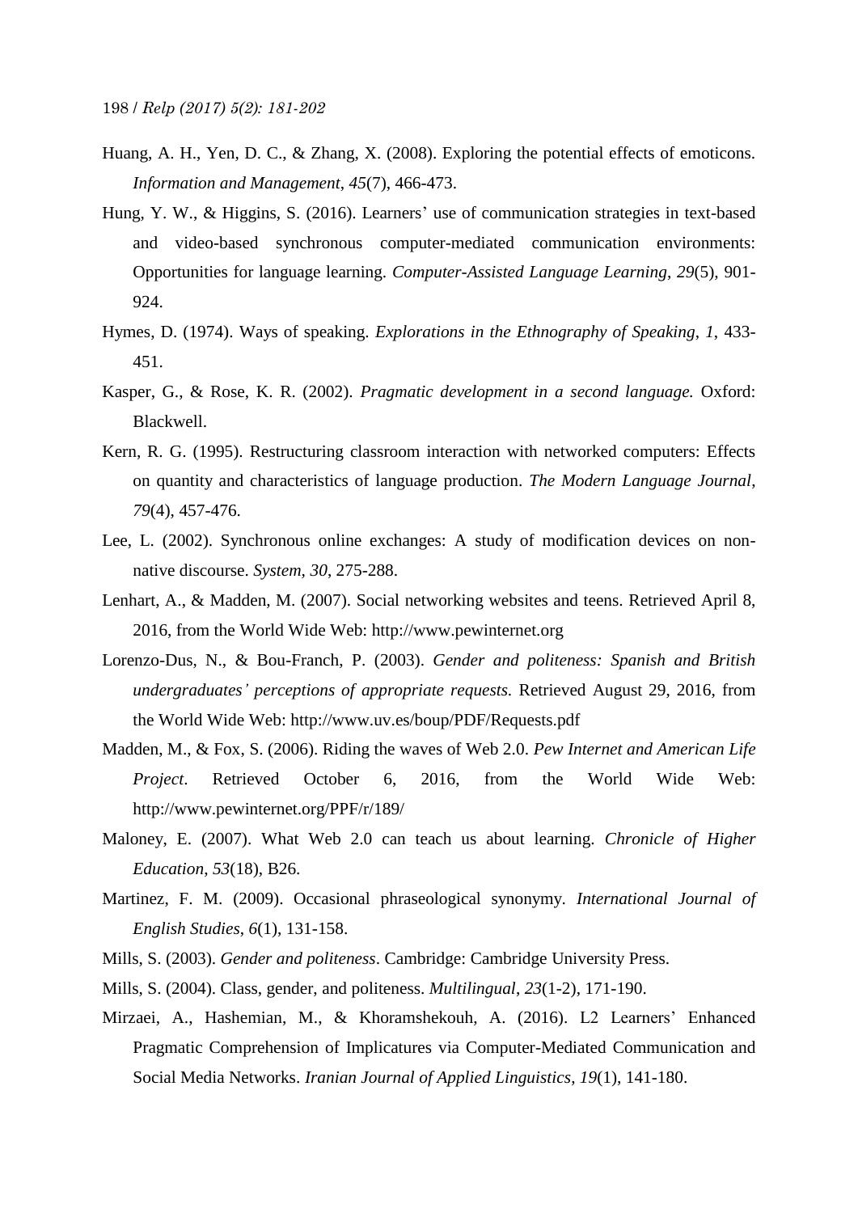Huang, A. H., Yen, D. C., & Zhang, X. (2008). Exploring the potential effects of emoticons. *Information and Management*, *45*(7), 466-473.

Hung, Y. W., & Higgins, S. (2016). Learners' use of communication strategies in text-based and video-based synchronous computer-mediated communication environments: Opportunities for language learning. *Computer-Assisted Language Learning*, *29*(5), 901-924.

Hymes, D. (1974). Ways of speaking. *Explorations in the Ethnography of Speaking*, *1*, 433-451.

Kasper, G., & Rose, K. R. (2002). *Pragmatic development in a second language.* Oxford: Blackwell.

Kern, R. G. (1995). Restructuring classroom interaction with networked computers: Effects on quantity and characteristics of language production. *The Modern Language Journal*, *79*(4), 457-476.

Lee, L. (2002). Synchronous online exchanges: A study of modification devices on non-native discourse. *System, 30*, 275-288.

Lenhart, A., & Madden, M. (2007). Social networking websites and teens. Retrieved April 8, 2016, from the World Wide Web: http://www.pewinternet.org

Lorenzo-Dus, N., & Bou-Franch, P. (2003). *Gender and politeness: Spanish and British undergraduates' perceptions of appropriate requests.* Retrieved August 29, 2016, from the World Wide Web: http://www.uv.es/boup/PDF/Requests.pdf

Madden, M., & Fox, S. (2006). Riding the waves of Web 2.0. *Pew Internet and American Life Project*. Retrieved October 6, 2016, from the World Wide Web: http://www.pewinternet.org/PPF/r/189/

Maloney, E. (2007). What Web 2.0 can teach us about learning. *Chronicle of Higher Education*, *53*(18), B26.

Martinez, F. M. (2009). Occasional phraseological synonymy. *International Journal of English Studies*, *6*(1), 131-158.

Mills, S. (2003). *Gender and politeness*. Cambridge: Cambridge University Press.

Mills, S. (2004). Class, gender, and politeness. *Multilingual*, *23*(1-2), 171-190.

Mirzaei, A., Hashemian, M., & Khoramshekouh, A. (2016). L2 Learners' Enhanced Pragmatic Comprehension of Implicatures via Computer-Mediated Communication and Social Media Networks. *Iranian Journal of Applied Linguistics*, *19*(1), 141-180.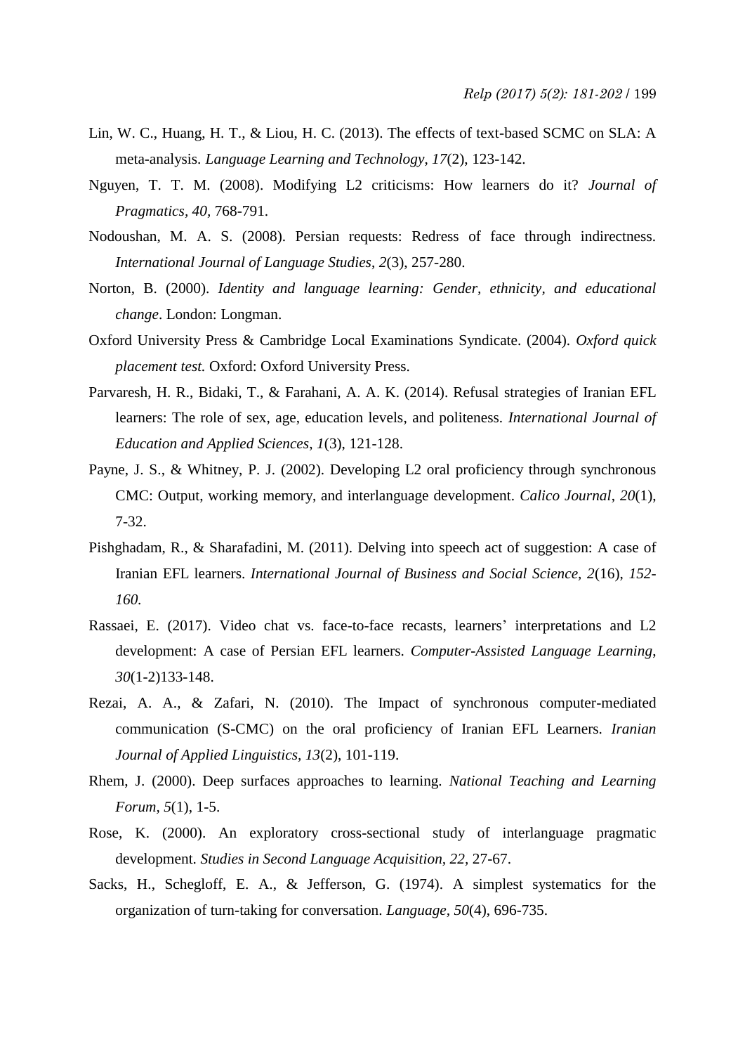Lin, W. C., Huang, H. T., & Liou, H. C. (2013). The effects of text-based SCMC on SLA: A meta-analysis. *Language Learning and Technology*, *17*(2), 123-142.

Nguyen, T. T. M. (2008). Modifying L2 criticisms: How learners do it? *Journal of Pragmatics*, *40*, 768-791.

Nodoushan, M. A. S. (2008). Persian requests: Redress of face through indirectness. *International Journal of Language Studies*, *2*(3), 257-280.

Norton, B. (2000). *Identity and language learning: Gender, ethnicity, and educational change*. London: Longman.

Oxford University Press & Cambridge Local Examinations Syndicate. (2004). *Oxford quick placement test.* Oxford: Oxford University Press.

Parvaresh, H. R., Bidaki, T., & Farahani, A. A. K. (2014). Refusal strategies of Iranian EFL learners: The role of sex, age, education levels, and politeness. *International Journal of Education and Applied Sciences*, *1*(3), 121-128.

Payne, J. S., & Whitney, P. J. (2002). Developing L2 oral proficiency through synchronous CMC: Output, working memory, and interlanguage development. *Calico Journal*, *20*(1), 7-32.

Pishghadam, R., & Sharafadini, M. (2011). Delving into speech act of suggestion: A case of Iranian EFL learners. *International Journal of Business and Social Science, 2*(16), *152-160.*

Rassaei, E. (2017). Video chat vs. face-to-face recasts, learners' interpretations and L2 development: A case of Persian EFL learners. *Computer-Assisted Language Learning*, *30*(1-2)133-148.

Rezai, A. A., & Zafari, N. (2010). The Impact of synchronous computer-mediated communication (S-CMC) on the oral proficiency of Iranian EFL Learners. *Iranian Journal of Applied Linguistics, 13*(2), 101-119.

Rhem, J. (2000). Deep surfaces approaches to learning. *National Teaching and Learning Forum, 5*(1), 1-5.

Rose, K. (2000). An exploratory cross-sectional study of interlanguage pragmatic development. *Studies in Second Language Acquisition, 22,* 27-67.

Sacks, H., Schegloff, E. A., & Jefferson, G. (1974). A simplest systematics for the organization of turn-taking for conversation. *Language, 50*(4), 696-735.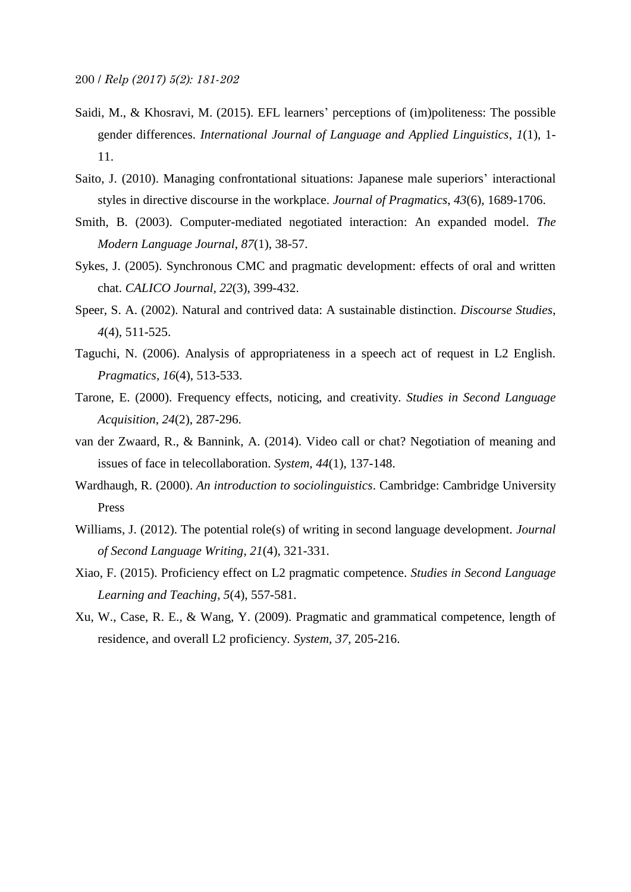Saidi, M., & Khosravi, M. (2015). EFL learners' perceptions of (im)politeness: The possible gender differences. *International Journal of Language and Applied Linguistics*, *1*(1), 1-11.

Saito, J. (2010). Managing confrontational situations: Japanese male superiors' interactional styles in directive discourse in the workplace. *Journal of Pragmatics*, *43*(6), 1689-1706.

Smith, B. (2003). Computer-mediated negotiated interaction: An expanded model. *The Modern Language Journal*, *87*(1), 38-57.

Sykes, J. (2005). Synchronous CMC and pragmatic development: effects of oral and written chat. *CALICO Journal*, *22*(3), 399-432.

Speer, S. A. (2002). Natural and contrived data: A sustainable distinction. *Discourse Studies*, *4*(4), 511-525.

Taguchi, N. (2006). Analysis of appropriateness in a speech act of request in L2 English. *Pragmatics*, *16*(4), 513-533.

Tarone, E. (2000). Frequency effects, noticing, and creativity. *Studies in Second Language Acquisition*, *24*(2), 287-296.

van der Zwaard, R., & Bannink, A. (2014). Video call or chat? Negotiation of meaning and issues of face in telecollaboration. *System*, *44*(1), 137-148.

Wardhaugh, R. (2000). *An introduction to sociolinguistics*. Cambridge: Cambridge University Press

Williams, J. (2012). The potential role(s) of writing in second language development. *Journal of Second Language Writing*, *21*(4), 321-331.

Xiao, F. (2015). Proficiency effect on L2 pragmatic competence. *Studies in Second Language Learning and Teaching*, *5*(4), 557-581.

Xu, W., Case, R. E., & Wang, Y. (2009). Pragmatic and grammatical competence, length of residence, and overall L2 proficiency. *System*, *37*, 205-216.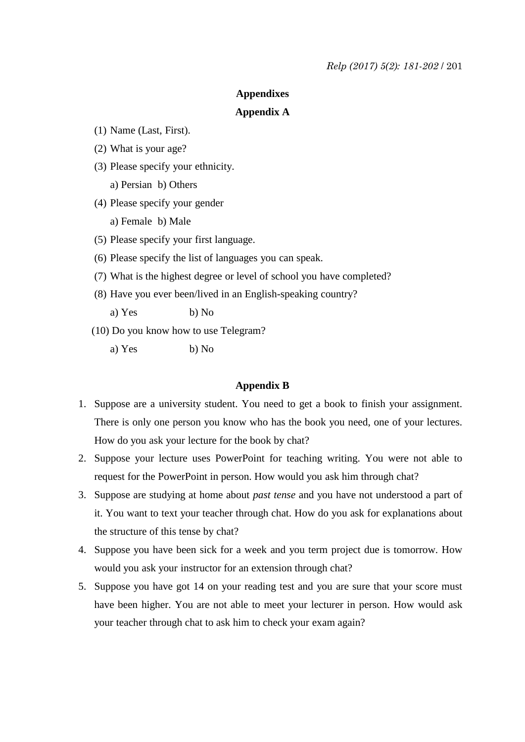## Appendixes

### Appendix A

(1) Name (Last, First).

(2) What is your age?

(3) Please specify your ethnicity.

a) Persian b) Others

(4) Please specify your gender

a) Female b) Male

(5) Please specify your first language.

(6) Please specify the list of languages you can speak.

(7) What is the highest degree or level of school you have completed?

(8) Have you ever been/lived in an English-speaking country?

a) Yes b) No

(10) Do you know how to use Telegram?

a) Yes b) No

### Appendix B

1. Suppose are a university student. You need to get a book to finish your assignment. There is only one person you know who has the book you need, one of your lectures. How do you ask your lecture for the book by chat?
2. Suppose your lecture uses PowerPoint for teaching writing. You were not able to request for the PowerPoint in person. How would you ask him through chat?
3. Suppose are studying at home about *past tense* and you have not understood a part of it. You want to text your teacher through chat. How do you ask for explanations about the structure of this tense by chat?
4. Suppose you have been sick for a week and you term project due is tomorrow. How would you ask your instructor for an extension through chat?
5. Suppose you have got 14 on your reading test and you are sure that your score must have been higher. You are not able to meet your lecturer in person. How would ask your teacher through chat to ask him to check your exam again?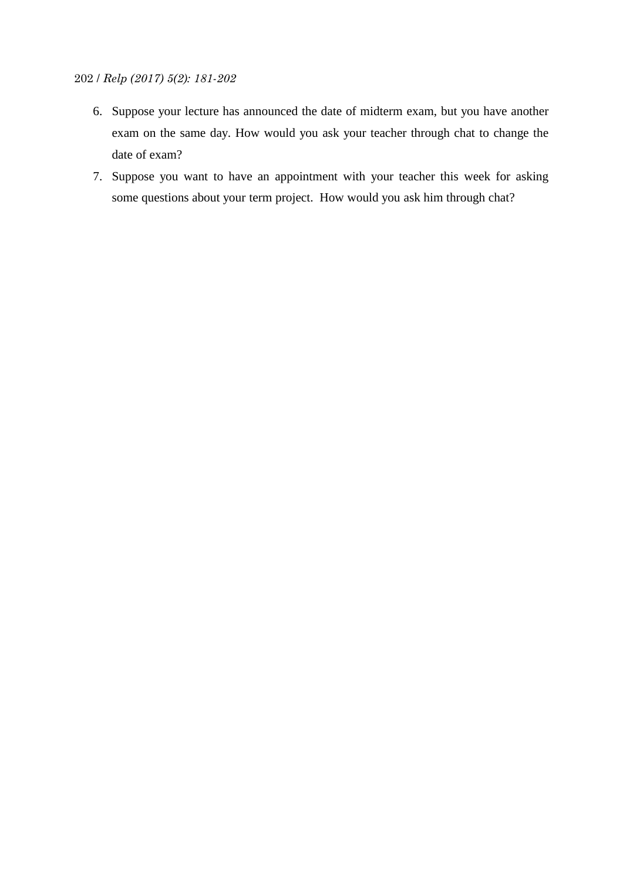6. Suppose your lecture has announced the date of midterm exam, but you have another exam on the same day. How would you ask your teacher through chat to change the date of exam?
7. Suppose you want to have an appointment with your teacher this week for asking some questions about your term project. How would you ask him through chat?